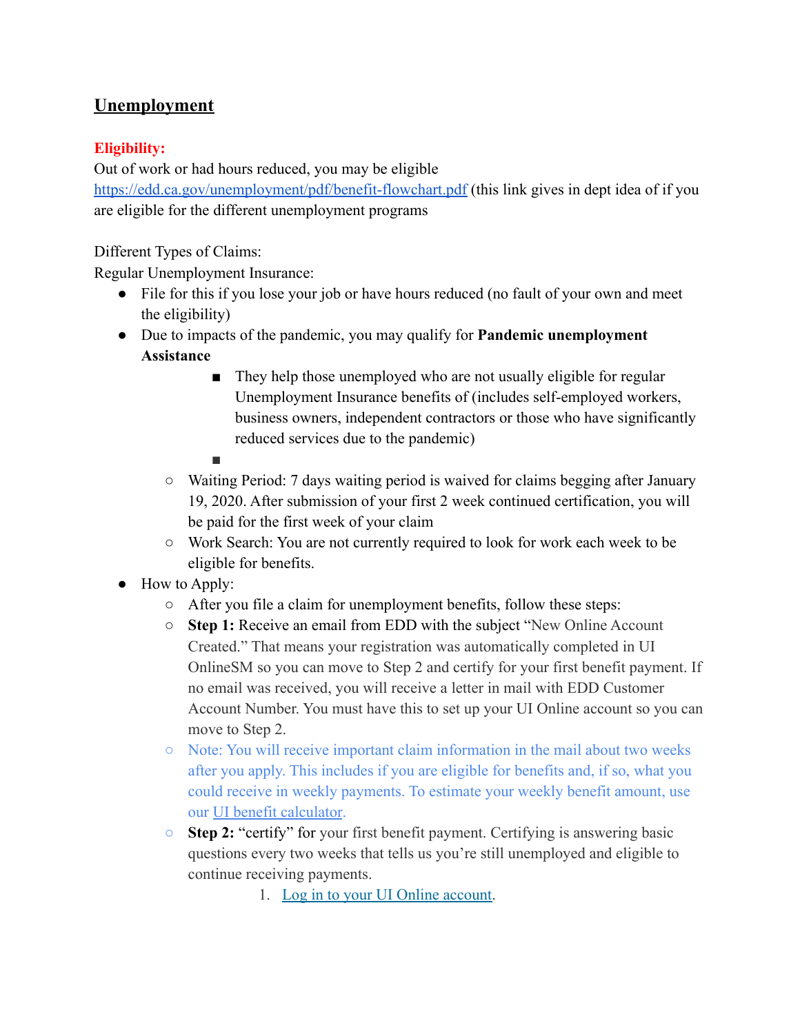## Unemployment

**Eligibility:**

Out of work or had hours reduced, you may be eligible [https://edd.ca.gov/unemployment/pdf/benefit-flowchart.pdf](https://edd.ca.gov/unemployment/pdf/benefit-flowchart.pdf) (this link gives in dept idea of if you are eligible for the different unemployment programs

Different Types of Claims:

Regular Unemployment Insurance:

- File for this if you lose your job or have hours reduced (no fault of your own and meet the eligibility)
- Due to impacts of the pandemic, you may qualify for **Pandemic unemployment Assistance**
    - They help those unemployed who are not usually eligible for regular Unemployment Insurance benefits of (includes self-employed workers, business owners, independent contractors or those who have significantly reduced services due to the pandemic)
    - 
    - Waiting Period: 7 days waiting period is waived for claims begging after January 19, 2020. After submission of your first 2 week continued certification, you will be paid for the first week of your claim
    - Work Search: You are not currently required to look for work each week to be eligible for benefits.
- How to Apply:
    - After you file a claim for unemployment benefits, follow these steps:
    - **Step 1:** Receive an email from EDD with the subject "New Online Account Created." That means your registration was automatically completed in UI OnlineSM so you can move to Step 2 and certify for your first benefit payment. If no email was received, you will receive a letter in mail with EDD Customer Account Number. You must have this to set up your UI Online account so you can move to Step 2.
    - Note: You will receive important claim information in the mail about two weeks after you apply. This includes if you are eligible for benefits and, if so, what you could receive in weekly payments. To estimate your weekly benefit amount, use our UI benefit calculator.
    - **Step 2:** "certify" for your first benefit payment. Certifying is answering basic questions every two weeks that tells us you're still unemployed and eligible to continue receiving payments.
        1. Log in to your UI Online account.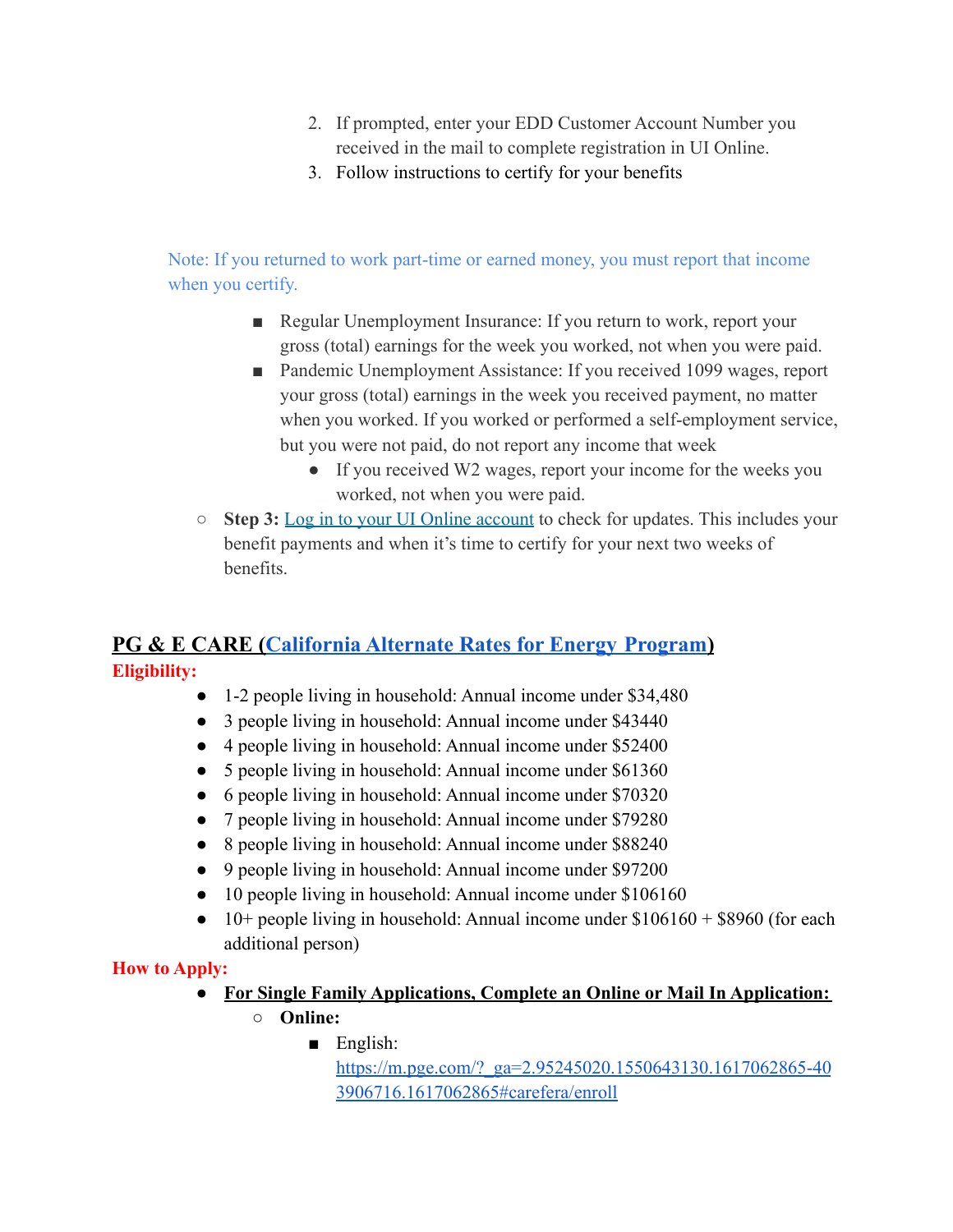2. If prompted, enter your EDD Customer Account Number you received in the mail to complete registration in UI Online.
3. Follow instructions to certify for your benefits

Note: If you returned to work part-time or earned money, you must report that income when you certify.

- Regular Unemployment Insurance: If you return to work, report your gross (total) earnings for the week you worked, not when you were paid.
- Pandemic Unemployment Assistance: If you received 1099 wages, report your gross (total) earnings in the week you received payment, no matter when you worked. If you worked or performed a self-employment service, but you were not paid, do not report any income that week
  - If you received W2 wages, report your income for the weeks you worked, not when you were paid.

- **Step 3:** Log in to your UI Online account to check for updates. This includes your benefit payments and when it's time to certify for your next two weeks of benefits.

## PG & E CARE (California Alternate Rates for Energy Program)

**Eligibility:**

- 1-2 people living in household: Annual income under $34,480
- 3 people living in household: Annual income under $43440
- 4 people living in household: Annual income under $52400
- 5 people living in household: Annual income under $61360
- 6 people living in household: Annual income under $70320
- 7 people living in household: Annual income under $79280
- 8 people living in household: Annual income under $88240
- 9 people living in household: Annual income under $97200
- 10 people living in household: Annual income under $106160
- 10+ people living in household: Annual income under $106160 + $8960 (for each additional person)

**How to Apply:**

- **For Single Family Applications, Complete an Online or Mail In Application:**
  - **Online:**
    - English: https://m.pge.com/?_ga=2.95245020.1550643130.1617062865-403906716.1617062865#carefera/enroll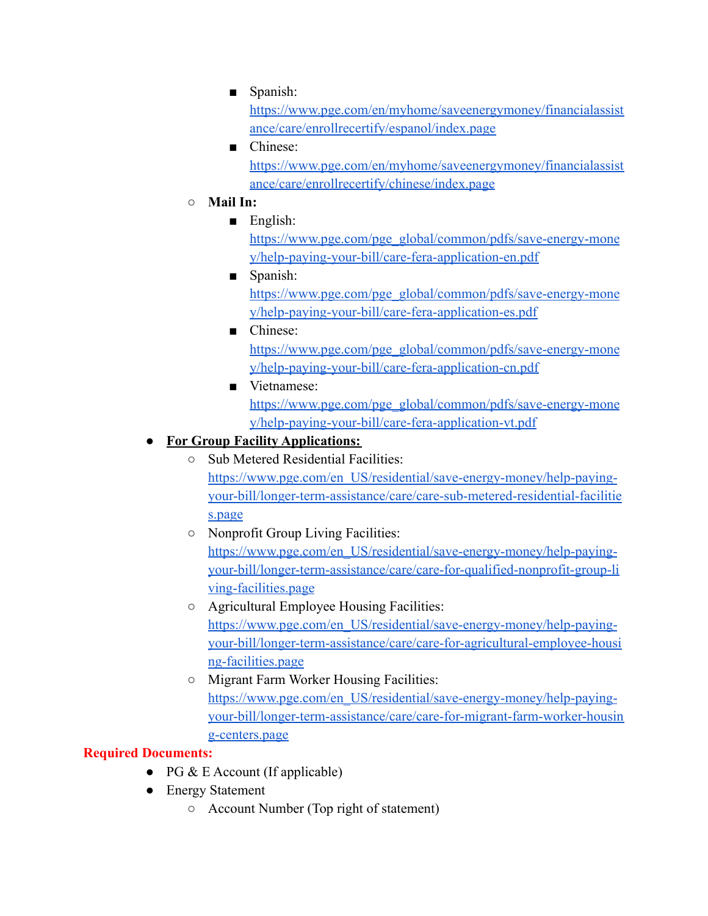- Spanish: https://www.pge.com/en/myhome/saveenergymoney/financialassistance/care/enrollrecertify/espanol/index.page
            - Chinese: https://www.pge.com/en/myhome/saveenergymoney/financialassistance/care/enrollrecertify/chinese/index.page
    - **Mail In:**
        - English: https://www.pge.com/pge_global/common/pdfs/save-energy-money/help-paying-your-bill/care-fera-application-en.pdf
        - Spanish: https://www.pge.com/pge_global/common/pdfs/save-energy-money/help-paying-your-bill/care-fera-application-es.pdf
        - Chinese: https://www.pge.com/pge_global/common/pdfs/save-energy-money/help-paying-your-bill/care-fera-application-cn.pdf
        - Vietnamese: https://www.pge.com/pge_global/common/pdfs/save-energy-money/help-paying-your-bill/care-fera-application-vt.pdf
- **<u>For Group Facility Applications:</u>**
    - Sub Metered Residential Facilities: https://www.pge.com/en_US/residential/save-energy-money/help-paying-your-bill/longer-term-assistance/care/care-sub-metered-residential-facilities.page
    - Nonprofit Group Living Facilities: https://www.pge.com/en_US/residential/save-energy-money/help-paying-your-bill/longer-term-assistance/care/care-for-qualified-nonprofit-group-living-facilities.page
    - Agricultural Employee Housing Facilities: https://www.pge.com/en_US/residential/save-energy-money/help-paying-your-bill/longer-term-assistance/care/care-for-agricultural-employee-housing-facilities.page
    - Migrant Farm Worker Housing Facilities: https://www.pge.com/en_US/residential/save-energy-money/help-paying-your-bill/longer-term-assistance/care/care-for-migrant-farm-worker-housing-centers.page

**Required Documents:**

- PG & E Account (If applicable)
- Energy Statement
    - Account Number (Top right of statement)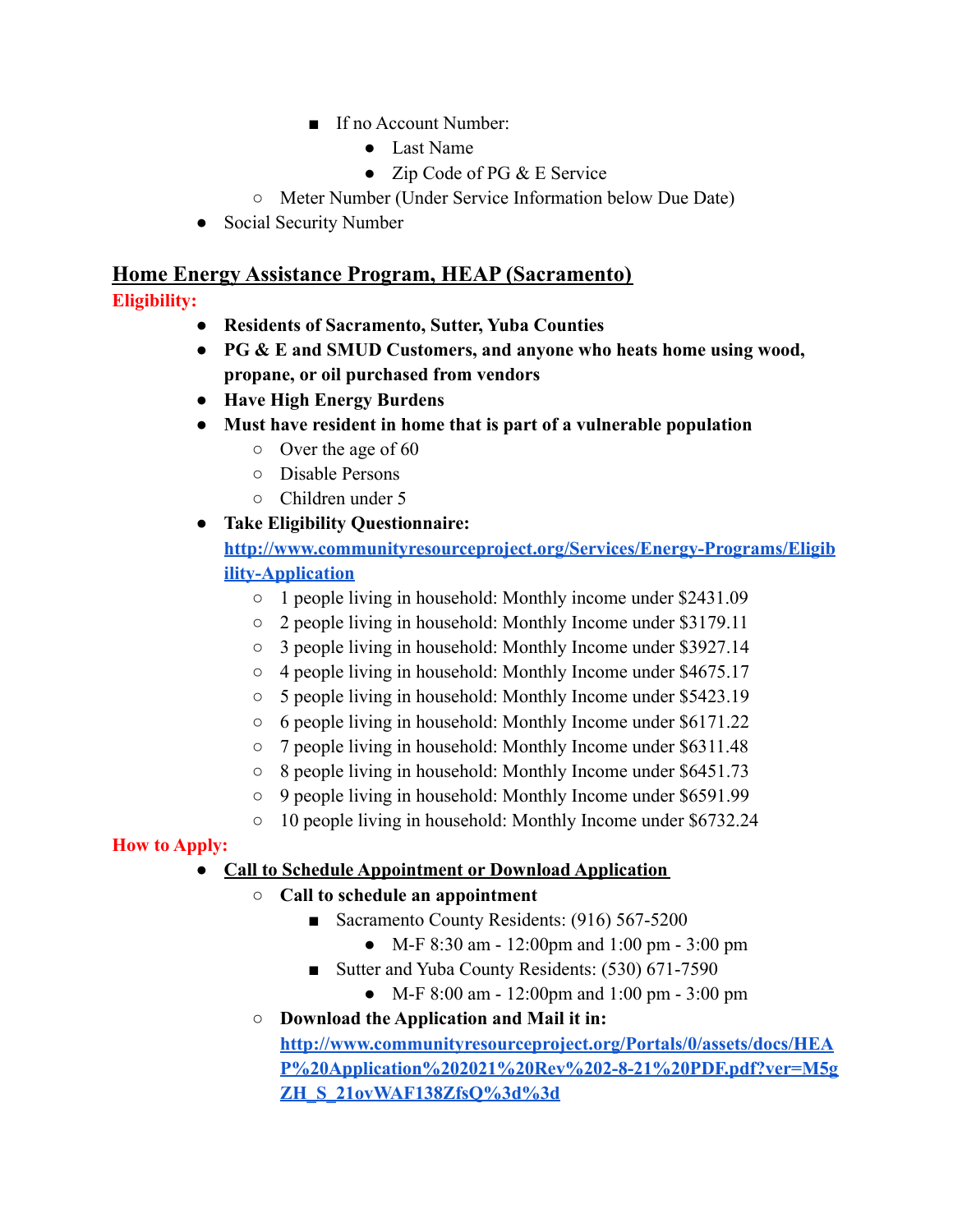- If no Account Number:
            - Last Name
            - Zip Code of PG & E Service
    - Meter Number (Under Service Information below Due Date)
- Social Security Number

## Home Energy Assistance Program, HEAP (Sacramento)

**Eligibility:**

- **Residents of Sacramento, Sutter, Yuba Counties**
- **PG & E and SMUD Customers, and anyone who heats home using wood, propane, or oil purchased from vendors**
- **Have High Energy Burdens**
- **Must have resident in home that is part of a vulnerable population**
    - Over the age of 60
    - Disable Persons
    - Children under 5
- **Take Eligibility Questionnaire:** [http://www.communityresourceproject.org/Services/Energy-Programs/Eligibility-Application](http://www.communityresourceproject.org/Services/Energy-Programs/Eligibility-Application)
    - 1 people living in household: Monthly income under $2431.09
    - 2 people living in household: Monthly Income under $3179.11
    - 3 people living in household: Monthly Income under $3927.14
    - 4 people living in household: Monthly Income under $4675.17
    - 5 people living in household: Monthly Income under $5423.19
    - 6 people living in household: Monthly Income under $6171.22
    - 7 people living in household: Monthly Income under $6311.48
    - 8 people living in household: Monthly Income under $6451.73
    - 9 people living in household: Monthly Income under $6591.99
    - 10 people living in household: Monthly Income under $6732.24

**How to Apply:**

- **Call to Schedule Appointment or Download Application**
    - **Call to schedule an appointment**
        - Sacramento County Residents: (916) 567-5200
            - M-F 8:30 am - 12:00pm and 1:00 pm - 3:00 pm
        - Sutter and Yuba County Residents: (530) 671-7590
            - M-F 8:00 am - 12:00pm and 1:00 pm - 3:00 pm
    - **Download the Application and Mail it in:** [http://www.communityresourceproject.org/Portals/0/assets/docs/HEAP%20Application%202021%20Rev%202-8-21%20PDF.pdf?ver=M5gZH_S_21ovWAF138ZfsQ%3d%3d](http://www.communityresourceproject.org/Portals/0/assets/docs/HEAP%20Application%202021%20Rev%202-8-21%20PDF.pdf?ver=M5gZH_S_21ovWAF138ZfsQ%3d%3d)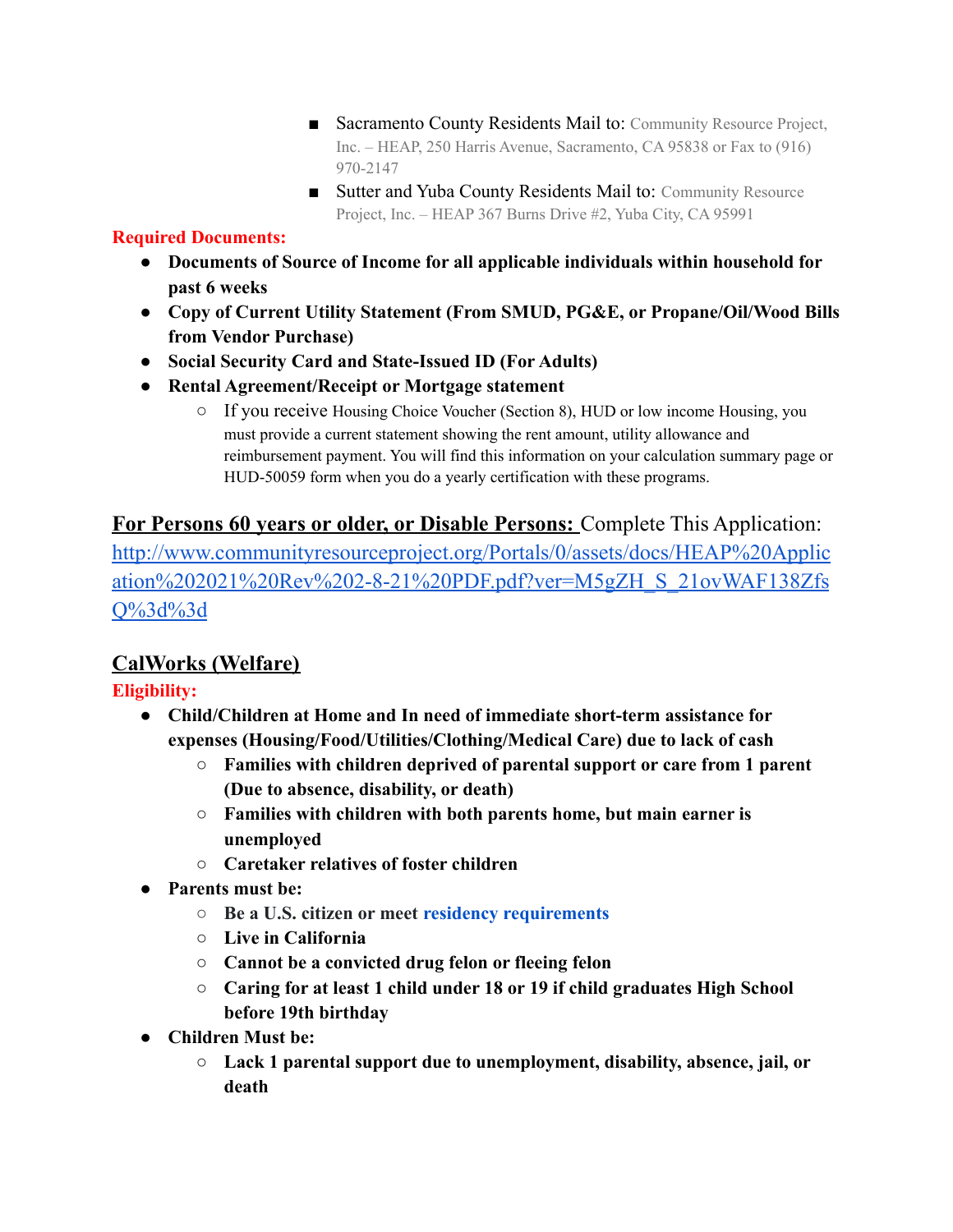- Sacramento County Residents Mail to: Community Resource Project, Inc. – HEAP, 250 Harris Avenue, Sacramento, CA 95838 or Fax to (916) 970-2147
- Sutter and Yuba County Residents Mail to: Community Resource Project, Inc. – HEAP 367 Burns Drive #2, Yuba City, CA 95991

**Required Documents:**

- **Documents of Source of Income for all applicable individuals within household for past 6 weeks**
- **Copy of Current Utility Statement (From SMUD, PG&E, or Propane/Oil/Wood Bills from Vendor Purchase)**
- **Social Security Card and State-Issued ID (For Adults)**
- **Rental Agreement/Receipt or Mortgage statement**
  - If you receive Housing Choice Voucher (Section 8), HUD or low income Housing, you must provide a current statement showing the rent amount, utility allowance and reimbursement payment. You will find this information on your calculation summary page or HUD-50059 form when you do a yearly certification with these programs.

**For Persons 60 years or older, or Disable Persons:** Complete This Application: http://www.communityresourceproject.org/Portals/0/assets/docs/HEAP%20Application%202021%20Rev%202-8-21%20PDF.pdf?ver=M5gZH_S_21ovWAF138ZfsQ%3d%3d

## CalWorks (Welfare)

**Eligibility:**

- **Child/Children at Home and In need of immediate short-term assistance for expenses (Housing/Food/Utilities/Clothing/Medical Care) due to lack of cash**
  - **Families with children deprived of parental support or care from 1 parent (Due to absence, disability, or death)**
  - **Families with children with both parents home, but main earner is unemployed**
  - **Caretaker relatives of foster children**
- **Parents must be:**
  - **Be a U.S. citizen or meet residency requirements**
  - **Live in California**
  - **Cannot be a convicted drug felon or fleeing felon**
  - **Caring for at least 1 child under 18 or 19 if child graduates High School before 19th birthday**
- **Children Must be:**
  - **Lack 1 parental support due to unemployment, disability, absence, jail, or death**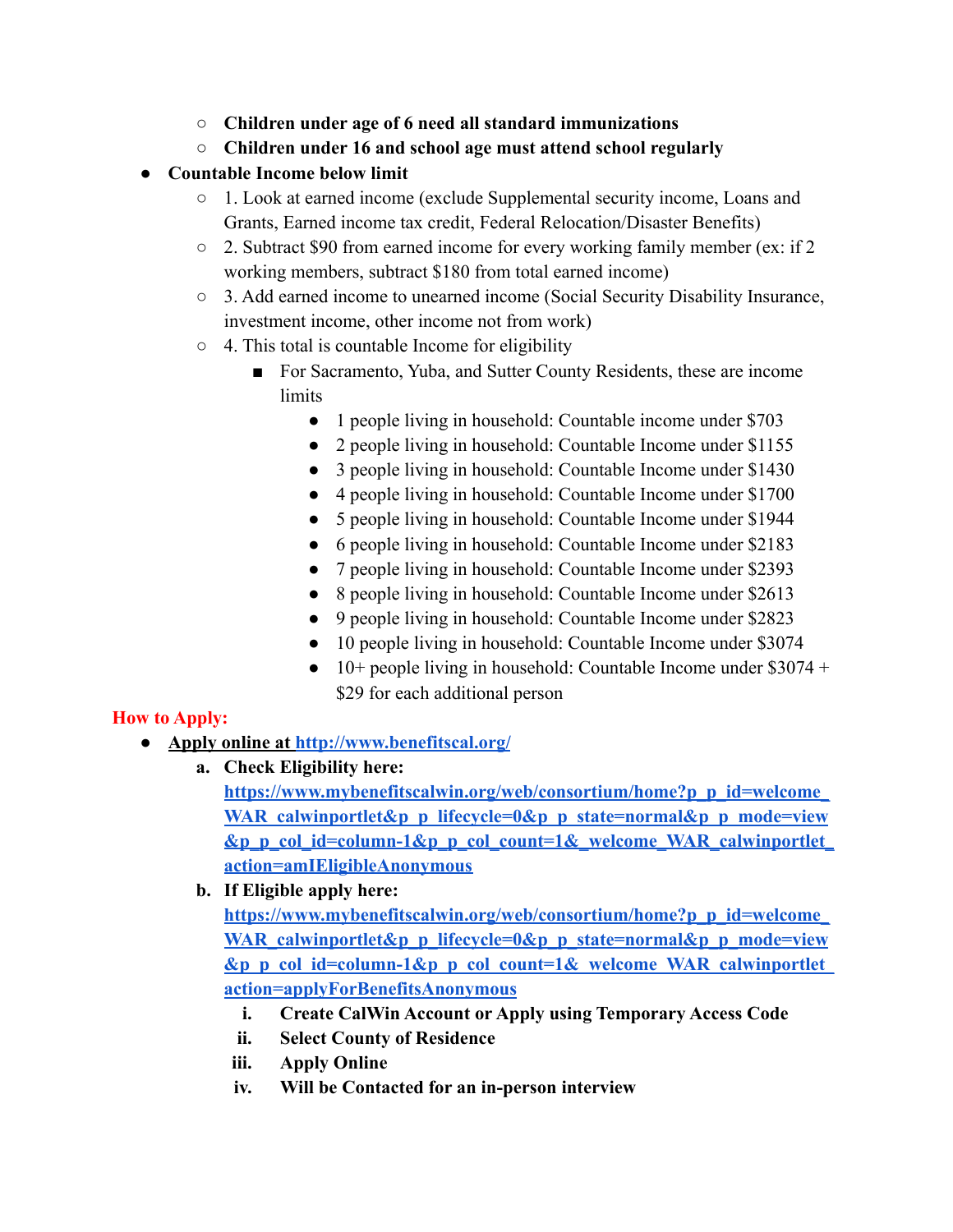- **Children under age of 6 need all standard immunizations**
    - **Children under 16 and school age must attend school regularly**
- **Countable Income below limit**
    - 1. Look at earned income (exclude Supplemental security income, Loans and Grants, Earned income tax credit, Federal Relocation/Disaster Benefits)
    - 2. Subtract $90 from earned income for every working family member (ex: if 2 working members, subtract $180 from total earned income)
    - 3. Add earned income to unearned income (Social Security Disability Insurance, investment income, other income not from work)
    - 4. This total is countable Income for eligibility
        - For Sacramento, Yuba, and Sutter County Residents, these are income limits
            - 1 people living in household: Countable income under $703
            - 2 people living in household: Countable Income under $1155
            - 3 people living in household: Countable Income under $1430
            - 4 people living in household: Countable Income under $1700
            - 5 people living in household: Countable Income under $1944
            - 6 people living in household: Countable Income under $2183
            - 7 people living in household: Countable Income under $2393
            - 8 people living in household: Countable Income under $2613
            - 9 people living in household: Countable Income under $2823
            - 10 people living in household: Countable Income under $3074
            - 10+ people living in household: Countable Income under $3074 + $29 for each additional person

**How to Apply:**

- **Apply online at [http://www.benefitscal.org/](http://www.benefitscal.org/)**
    a. **Check Eligibility here: [https://www.mybenefitscalwin.org/web/consortium/home?p_p_id=welcome_WAR_calwinportlet&p_p_lifecycle=0&p_p_state=normal&p_p_mode=view&p_p_col_id=column-1&p_p_col_count=1&_welcome_WAR_calwinportlet_action=amIEligibleAnonymous](https://www.mybenefitscalwin.org/web/consortium/home?p_p_id=welcome_WAR_calwinportlet&p_p_lifecycle=0&p_p_state=normal&p_p_mode=view&p_p_col_id=column-1&p_p_col_count=1&_welcome_WAR_calwinportlet_action=amIEligibleAnonymous)**
    b. **If Eligible apply here: [https://www.mybenefitscalwin.org/web/consortium/home?p_p_id=welcome_WAR_calwinportlet&p_p_lifecycle=0&p_p_state=normal&p_p_mode=view&p_p_col_id=column-1&p_p_col_count=1&_welcome_WAR_calwinportlet_action=applyForBenefitsAnonymous](https://www.mybenefitscalwin.org/web/consortium/home?p_p_id=welcome_WAR_calwinportlet&p_p_lifecycle=0&p_p_state=normal&p_p_mode=view&p_p_col_id=column-1&p_p_col_count=1&_welcome_WAR_calwinportlet_action=applyForBenefitsAnonymous)**
        i. **Create CalWin Account or Apply using Temporary Access Code**
        ii. **Select County of Residence**
        iii. **Apply Online**
        iv. **Will be Contacted for an in-person interview**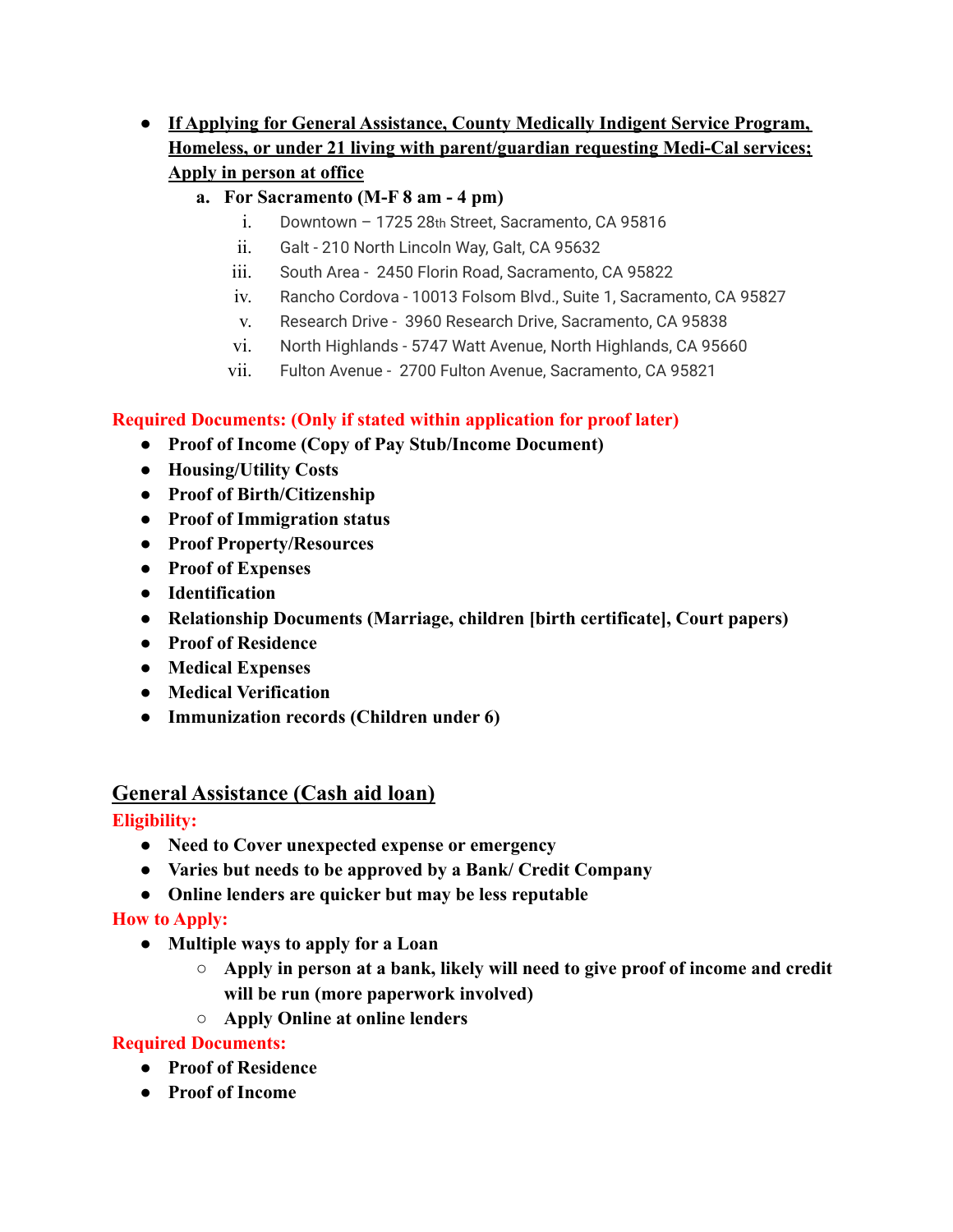- **If Applying for General Assistance, County Medically Indigent Service Program, Homeless, or under 21 living with parent/guardian requesting Medi-Cal services; Apply in person at office**
  a. **For Sacramento (M-F 8 am - 4 pm)**
     i. Downtown – 1725 28th Street, Sacramento, CA 95816
     ii. Galt - 210 North Lincoln Way, Galt, CA 95632
     iii. South Area - 2450 Florin Road, Sacramento, CA 95822
     iv. Rancho Cordova - 10013 Folsom Blvd., Suite 1, Sacramento, CA 95827
     v. Research Drive - 3960 Research Drive, Sacramento, CA 95838
     vi. North Highlands - 5747 Watt Avenue, North Highlands, CA 95660
     vii. Fulton Avenue - 2700 Fulton Avenue, Sacramento, CA 95821

**Required Documents: (Only if stated within application for proof later)**

- **Proof of Income (Copy of Pay Stub/Income Document)**
- **Housing/Utility Costs**
- **Proof of Birth/Citizenship**
- **Proof of Immigration status**
- **Proof Property/Resources**
- **Proof of Expenses**
- **Identification**
- **Relationship Documents (Marriage, children [birth certificate], Court papers)**
- **Proof of Residence**
- **Medical Expenses**
- **Medical Verification**
- **Immunization records (Children under 6)**

## General Assistance (Cash aid loan)

**Eligibility:**

- **Need to Cover unexpected expense or emergency**
- **Varies but needs to be approved by a Bank/ Credit Company**
- **Online lenders are quicker but may be less reputable**

**How to Apply:**

- **Multiple ways to apply for a Loan**
  - **Apply in person at a bank, likely will need to give proof of income and credit will be run (more paperwork involved)**
  - **Apply Online at online lenders**

**Required Documents:**

- **Proof of Residence**
- **Proof of Income**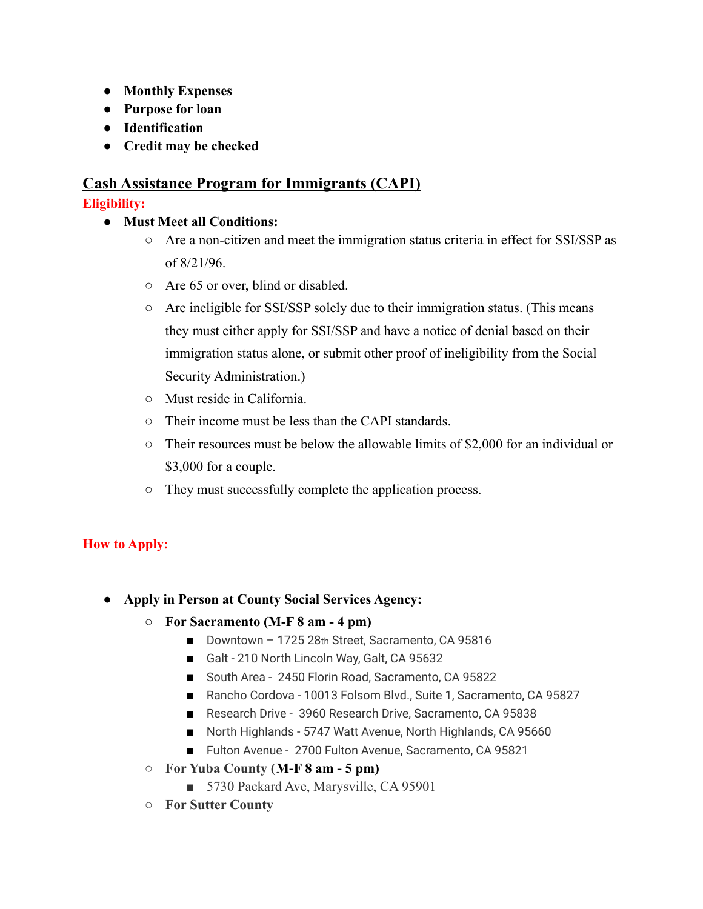- **Monthly Expenses**
- **Purpose for loan**
- **Identification**
- **Credit may be checked**

## Cash Assistance Program for Immigrants (CAPI)

**Eligibility:**

- **Must Meet all Conditions:**
  - Are a non-citizen and meet the immigration status criteria in effect for SSI/SSP as of 8/21/96.
  - Are 65 or over, blind or disabled.
  - Are ineligible for SSI/SSP solely due to their immigration status. (This means they must either apply for SSI/SSP and have a notice of denial based on their immigration status alone, or submit other proof of ineligibility from the Social Security Administration.)
  - Must reside in California.
  - Their income must be less than the CAPI standards.
  - Their resources must be below the allowable limits of $2,000 for an individual or $3,000 for a couple.
  - They must successfully complete the application process.

**How to Apply:**

- **Apply in Person at County Social Services Agency:**
  - **For Sacramento (M-F 8 am - 4 pm)**
    - Downtown – 1725 28th Street, Sacramento, CA 95816
    - Galt - 210 North Lincoln Way, Galt, CA 95632
    - South Area - 2450 Florin Road, Sacramento, CA 95822
    - Rancho Cordova - 10013 Folsom Blvd., Suite 1, Sacramento, CA 95827
    - Research Drive - 3960 Research Drive, Sacramento, CA 95838
    - North Highlands - 5747 Watt Avenue, North Highlands, CA 95660
    - Fulton Avenue - 2700 Fulton Avenue, Sacramento, CA 95821
  - **For Yuba County (M-F 8 am - 5 pm)**
    - 5730 Packard Ave, Marysville, CA 95901
  - **For Sutter County**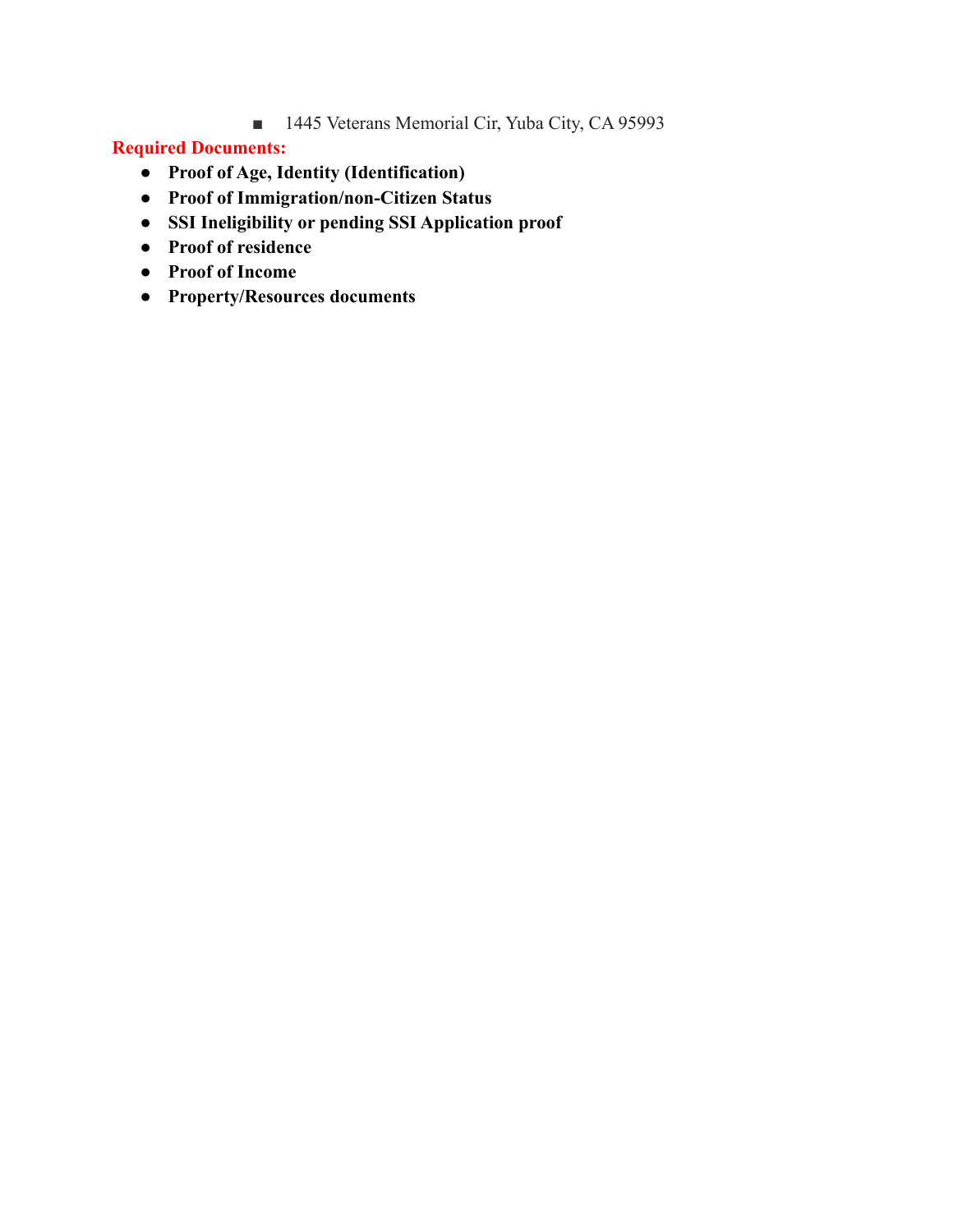- 1445 Veterans Memorial Cir, Yuba City, CA 95993

**Required Documents:**

- **Proof of Age, Identity (Identification)**
- **Proof of Immigration/non-Citizen Status**
- **SSI Ineligibility or pending SSI Application proof**
- **Proof of residence**
- **Proof of Income**
- **Property/Resources documents**